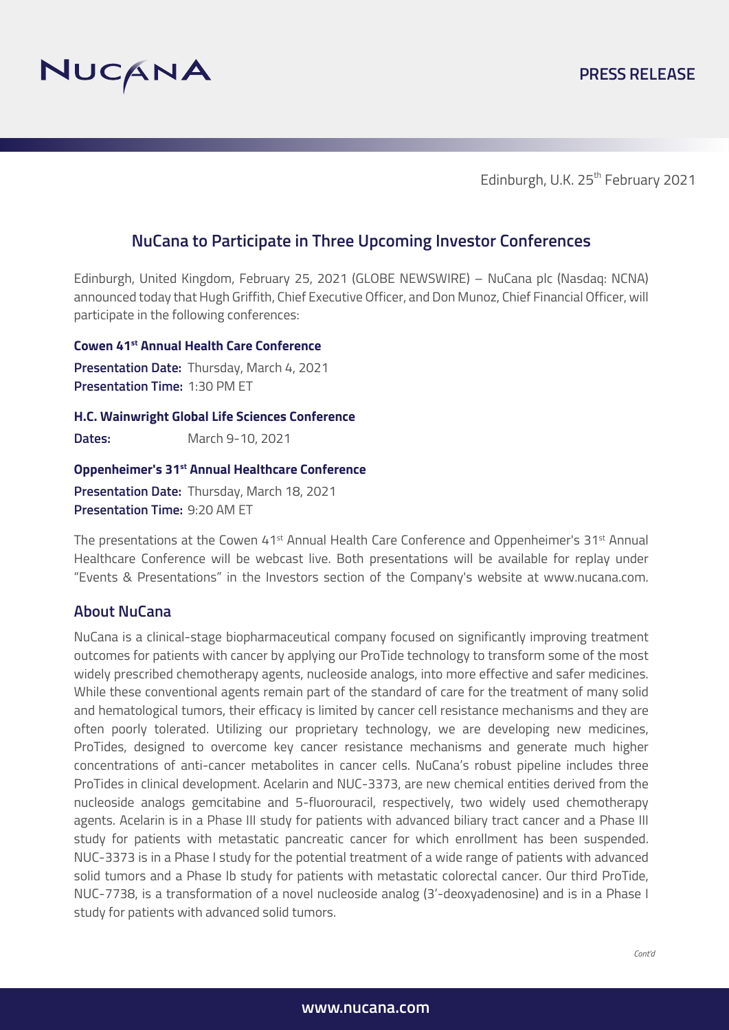NUCANA

PRESS RELEASE

Edinburgh, U.K. 25th February 2021

## NuCana to Participate in Three Upcoming Investor Conferences

Edinburgh, United Kingdom, February 25, 2021 (GLOBE NEWSWIRE) – NuCana plc (Nasdaq: NCNA) announced today that Hugh Griffith, Chief Executive Officer, and Don Munoz, Chief Financial Officer, will participate in the following conferences:

**Cowen 41st Annual Health Care Conference**

**Presentation Date:** Thursday, March 4, 2021
**Presentation Time:** 1:30 PM ET

**H.C. Wainwright Global Life Sciences Conference**

**Dates:** March 9-10, 2021

**Oppenheimer's 31st Annual Healthcare Conference**

**Presentation Date:** Thursday, March 18, 2021
**Presentation Time:** 9:20 AM ET

The presentations at the Cowen 41st Annual Health Care Conference and Oppenheimer's 31st Annual Healthcare Conference will be webcast live. Both presentations will be available for replay under "Events & Presentations" in the Investors section of the Company's website at www.nucana.com.

## About NuCana

NuCana is a clinical-stage biopharmaceutical company focused on significantly improving treatment outcomes for patients with cancer by applying our ProTide technology to transform some of the most widely prescribed chemotherapy agents, nucleoside analogs, into more effective and safer medicines. While these conventional agents remain part of the standard of care for the treatment of many solid and hematological tumors, their efficacy is limited by cancer cell resistance mechanisms and they are often poorly tolerated. Utilizing our proprietary technology, we are developing new medicines, ProTides, designed to overcome key cancer resistance mechanisms and generate much higher concentrations of anti-cancer metabolites in cancer cells. NuCana's robust pipeline includes three ProTides in clinical development. Acelarin and NUC-3373, are new chemical entities derived from the nucleoside analogs gemcitabine and 5-fluorouracil, respectively, two widely used chemotherapy agents. Acelarin is in a Phase III study for patients with advanced biliary tract cancer and a Phase III study for patients with metastatic pancreatic cancer for which enrollment has been suspended. NUC-3373 is in a Phase I study for the potential treatment of a wide range of patients with advanced solid tumors and a Phase Ib study for patients with metastatic colorectal cancer. Our third ProTide, NUC-7738, is a transformation of a novel nucleoside analog (3'-deoxyadenosine) and is in a Phase I study for patients with advanced solid tumors.

*Cont'd*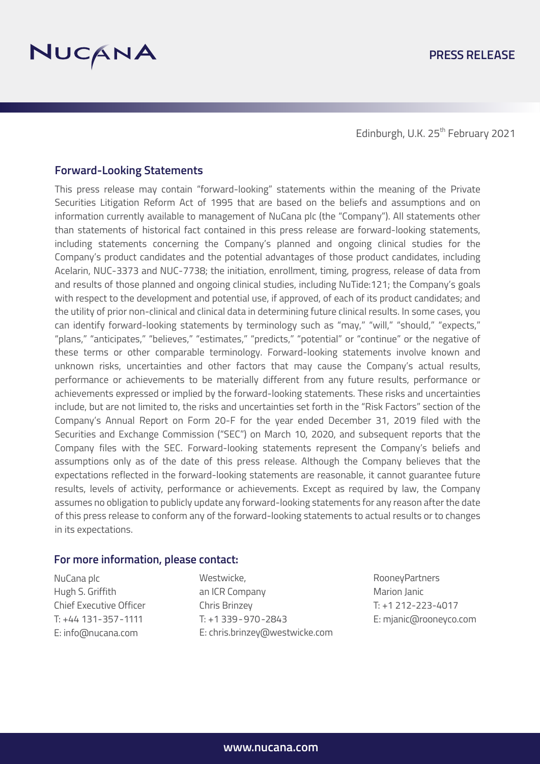Edinburgh, U.K. 25th February 2021

## Forward-Looking Statements

This press release may contain "forward-looking" statements within the meaning of the Private Securities Litigation Reform Act of 1995 that are based on the beliefs and assumptions and on information currently available to management of NuCana plc (the "Company"). All statements other than statements of historical fact contained in this press release are forward-looking statements, including statements concerning the Company's planned and ongoing clinical studies for the Company's product candidates and the potential advantages of those product candidates, including Acelarin, NUC-3373 and NUC-7738; the initiation, enrollment, timing, progress, release of data from and results of those planned and ongoing clinical studies, including NuTide:121; the Company's goals with respect to the development and potential use, if approved, of each of its product candidates; and the utility of prior non-clinical and clinical data in determining future clinical results. In some cases, you can identify forward-looking statements by terminology such as "may," "will," "should," "expects," "plans," "anticipates," "believes," "estimates," "predicts," "potential" or "continue" or the negative of these terms or other comparable terminology. Forward-looking statements involve known and unknown risks, uncertainties and other factors that may cause the Company's actual results, performance or achievements to be materially different from any future results, performance or achievements expressed or implied by the forward-looking statements. These risks and uncertainties include, but are not limited to, the risks and uncertainties set forth in the "Risk Factors" section of the Company's Annual Report on Form 20-F for the year ended December 31, 2019 filed with the Securities and Exchange Commission ("SEC") on March 10, 2020, and subsequent reports that the Company files with the SEC. Forward-looking statements represent the Company's beliefs and assumptions only as of the date of this press release. Although the Company believes that the expectations reflected in the forward-looking statements are reasonable, it cannot guarantee future results, levels of activity, performance or achievements. Except as required by law, the Company assumes no obligation to publicly update any forward-looking statements for any reason after the date of this press release to conform any of the forward-looking statements to actual results or to changes in its expectations.

## For more information, please contact:

NuCana plc
Hugh S. Griffith
Chief Executive Officer
T: +44 131-357-1111
E: info@nucana.com

Westwicke,
an ICR Company
Chris Brinzey
T: +1 339-970-2843
E: chris.brinzey@westwicke.com

RooneyPartners
Marion Janic
T: +1 212-223-4017
E: mjanic@rooneyco.com